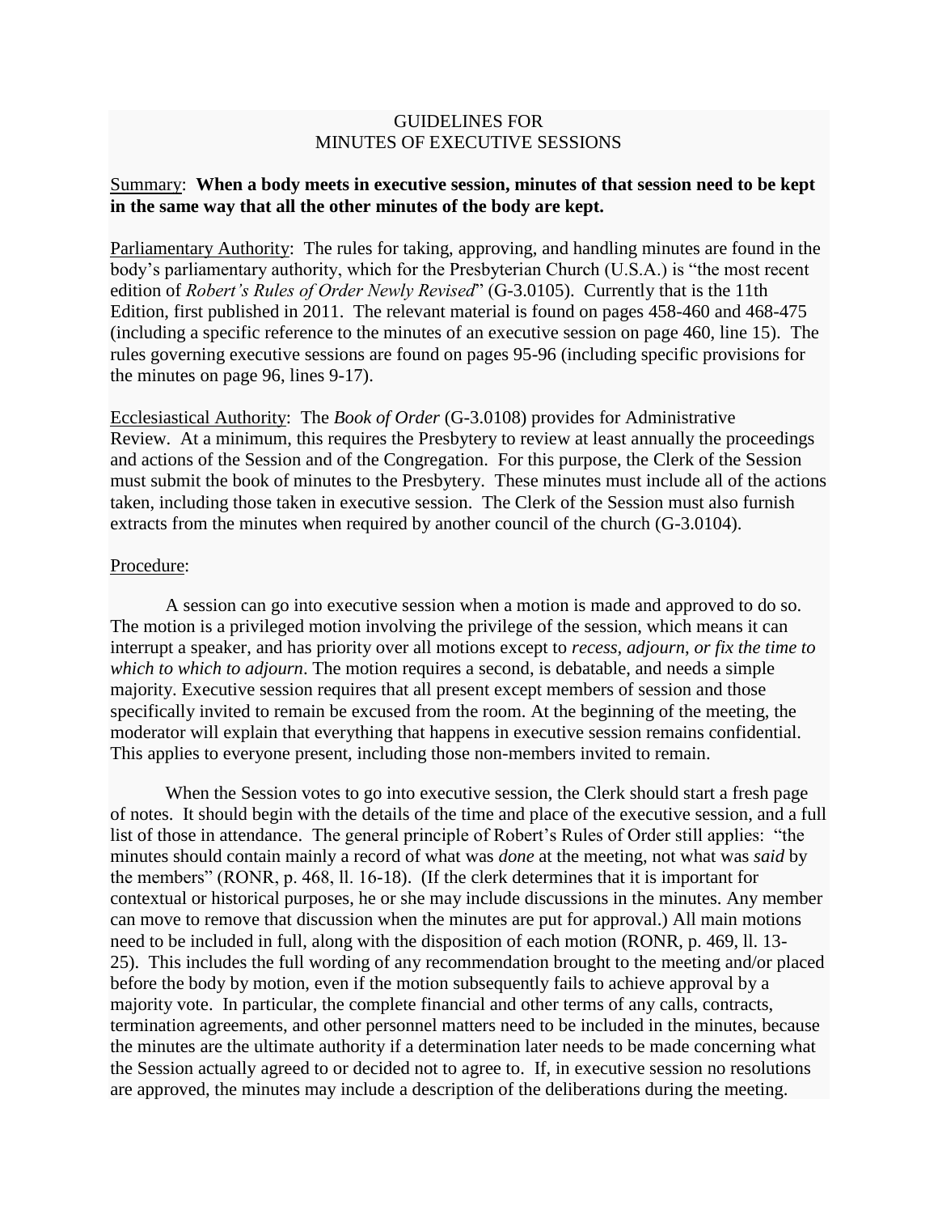# GUIDELINES FOR MINUTES OF EXECUTIVE SESSIONS

Summary: **When a body meets in executive session, minutes of that session need to be kept in the same way that all the other minutes of the body are kept.**

Parliamentary Authority: The rules for taking, approving, and handling minutes are found in the body's parliamentary authority, which for the Presbyterian Church (U.S.A.) is "the most recent edition of *Robert's Rules of Order Newly Revised*" (G-3.0105). Currently that is the 11th Edition, first published in 2011. The relevant material is found on pages 458-460 and 468-475 (including a specific reference to the minutes of an executive session on page 460, line 15). The rules governing executive sessions are found on pages 95-96 (including specific provisions for the minutes on page 96, lines 9-17).

Ecclesiastical Authority: The *Book of Order* (G-3.0108) provides for Administrative Review. At a minimum, this requires the Presbytery to review at least annually the proceedings and actions of the Session and of the Congregation. For this purpose, the Clerk of the Session must submit the book of minutes to the Presbytery. These minutes must include all of the actions taken, including those taken in executive session. The Clerk of the Session must also furnish extracts from the minutes when required by another council of the church (G-3.0104).

Procedure:

A session can go into executive session when a motion is made and approved to do so. The motion is a privileged motion involving the privilege of the session, which means it can interrupt a speaker, and has priority over all motions except to *recess, adjourn, or fix the time to which to which to adjourn*. The motion requires a second, is debatable, and needs a simple majority. Executive session requires that all present except members of session and those specifically invited to remain be excused from the room. At the beginning of the meeting, the moderator will explain that everything that happens in executive session remains confidential. This applies to everyone present, including those non-members invited to remain.

When the Session votes to go into executive session, the Clerk should start a fresh page of notes. It should begin with the details of the time and place of the executive session, and a full list of those in attendance. The general principle of Robert's Rules of Order still applies: "the minutes should contain mainly a record of what was *done* at the meeting, not what was *said* by the members" (RONR, p. 468, ll. 16-18). (If the clerk determines that it is important for contextual or historical purposes, he or she may include discussions in the minutes. Any member can move to remove that discussion when the minutes are put for approval.) All main motions need to be included in full, along with the disposition of each motion (RONR, p. 469, ll. 13-25). This includes the full wording of any recommendation brought to the meeting and/or placed before the body by motion, even if the motion subsequently fails to achieve approval by a majority vote. In particular, the complete financial and other terms of any calls, contracts, termination agreements, and other personnel matters need to be included in the minutes, because the minutes are the ultimate authority if a determination later needs to be made concerning what the Session actually agreed to or decided not to agree to. If, in executive session no resolutions are approved, the minutes may include a description of the deliberations during the meeting.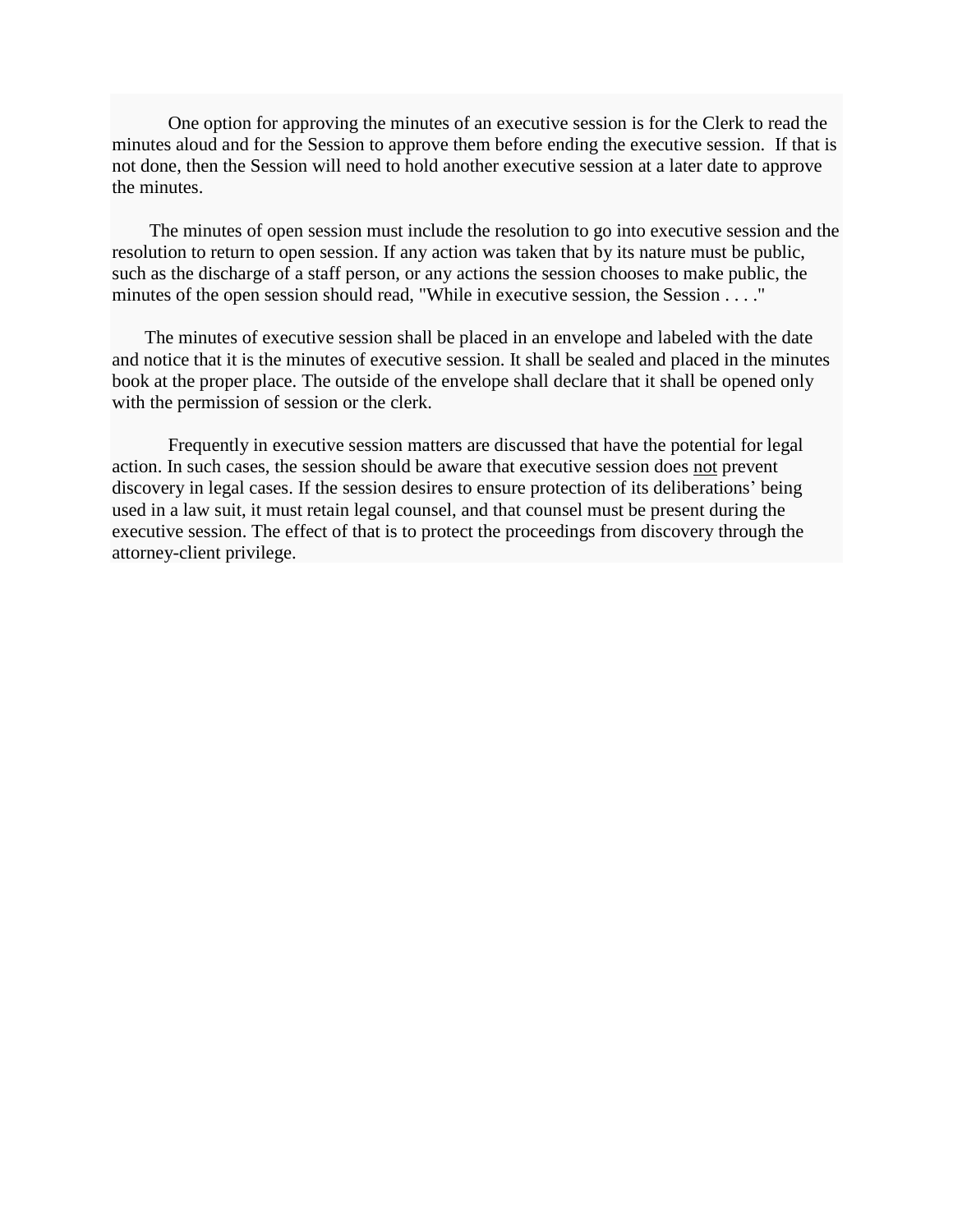One option for approving the minutes of an executive session is for the Clerk to read the minutes aloud and for the Session to approve them before ending the executive session. If that is not done, then the Session will need to hold another executive session at a later date to approve the minutes.

The minutes of open session must include the resolution to go into executive session and the resolution to return to open session. If any action was taken that by its nature must be public, such as the discharge of a staff person, or any actions the session chooses to make public, the minutes of the open session should read, "While in executive session, the Session . . . ."

The minutes of executive session shall be placed in an envelope and labeled with the date and notice that it is the minutes of executive session. It shall be sealed and placed in the minutes book at the proper place. The outside of the envelope shall declare that it shall be opened only with the permission of session or the clerk.

Frequently in executive session matters are discussed that have the potential for legal action. In such cases, the session should be aware that executive session does <u>not</u> prevent discovery in legal cases. If the session desires to ensure protection of its deliberations' being used in a law suit, it must retain legal counsel, and that counsel must be present during the executive session. The effect of that is to protect the proceedings from discovery through the attorney-client privilege.